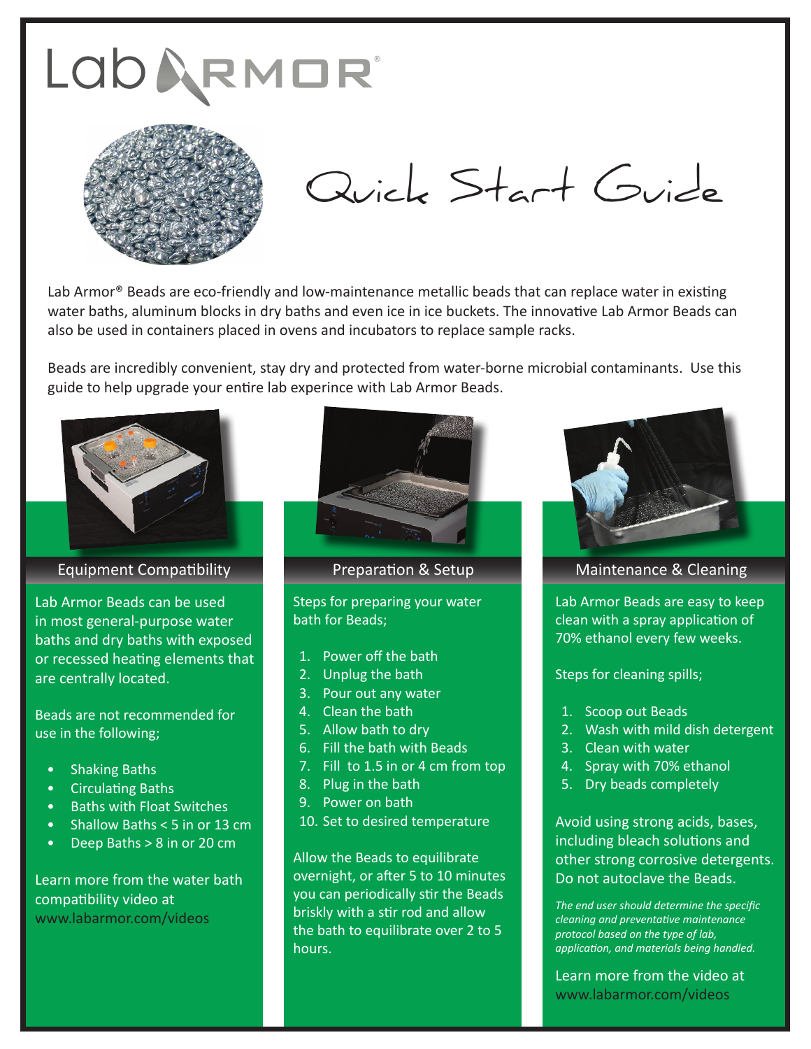# Lab Armor®

# Quick Start Guide

Lab Armor® Beads are eco-friendly and low-maintenance metallic beads that can replace water in existing water baths, aluminum blocks in dry baths and even ice in ice buckets. The innovative Lab Armor Beads can also be used in containers placed in ovens and incubators to replace sample racks.

Beads are incredibly convenient, stay dry and protected from water-borne microbial contaminants. Use this guide to help upgrade your entire lab experince with Lab Armor Beads.

## Equipment Compatibility

Lab Armor Beads can be used in most general-purpose water baths and dry baths with exposed or recessed heating elements that are centrally located.

Beads are not recommended for use in the following;

- Shaking Baths
- Circulating Baths
- Baths with Float Switches
- Shallow Baths < 5 in or 13 cm
- Deep Baths > 8 in or 20 cm

Learn more from the water bath compatibility video at www.labarmor.com/videos

## Preparation & Setup

Steps for preparing your water bath for Beads;

1. Power off the bath
2. Unplug the bath
3. Pour out any water
4. Clean the bath
5. Allow bath to dry
6. Fill the bath with Beads
7. Fill to 1.5 in or 4 cm from top
8. Plug in the bath
9. Power on bath
10. Set to desired temperature

Allow the Beads to equilibrate overnight, or after 5 to 10 minutes you can periodically stir the Beads briskly with a stir rod and allow the bath to equilibrate over 2 to 5 hours.

## Maintenance & Cleaning

Lab Armor Beads are easy to keep clean with a spray application of 70% ethanol every few weeks.

Steps for cleaning spills;

1. Scoop out Beads
2. Wash with mild dish detergent
3. Clean with water
4. Spray with 70% ethanol
5. Dry beads completely

Avoid using strong acids, bases, including bleach solutions and other strong corrosive detergents. Do not autoclave the Beads.

*The end user should determine the specific cleaning and preventative maintenance protocol based on the type of lab, application, and materials being handled.*

Learn more from the video at www.labarmor.com/videos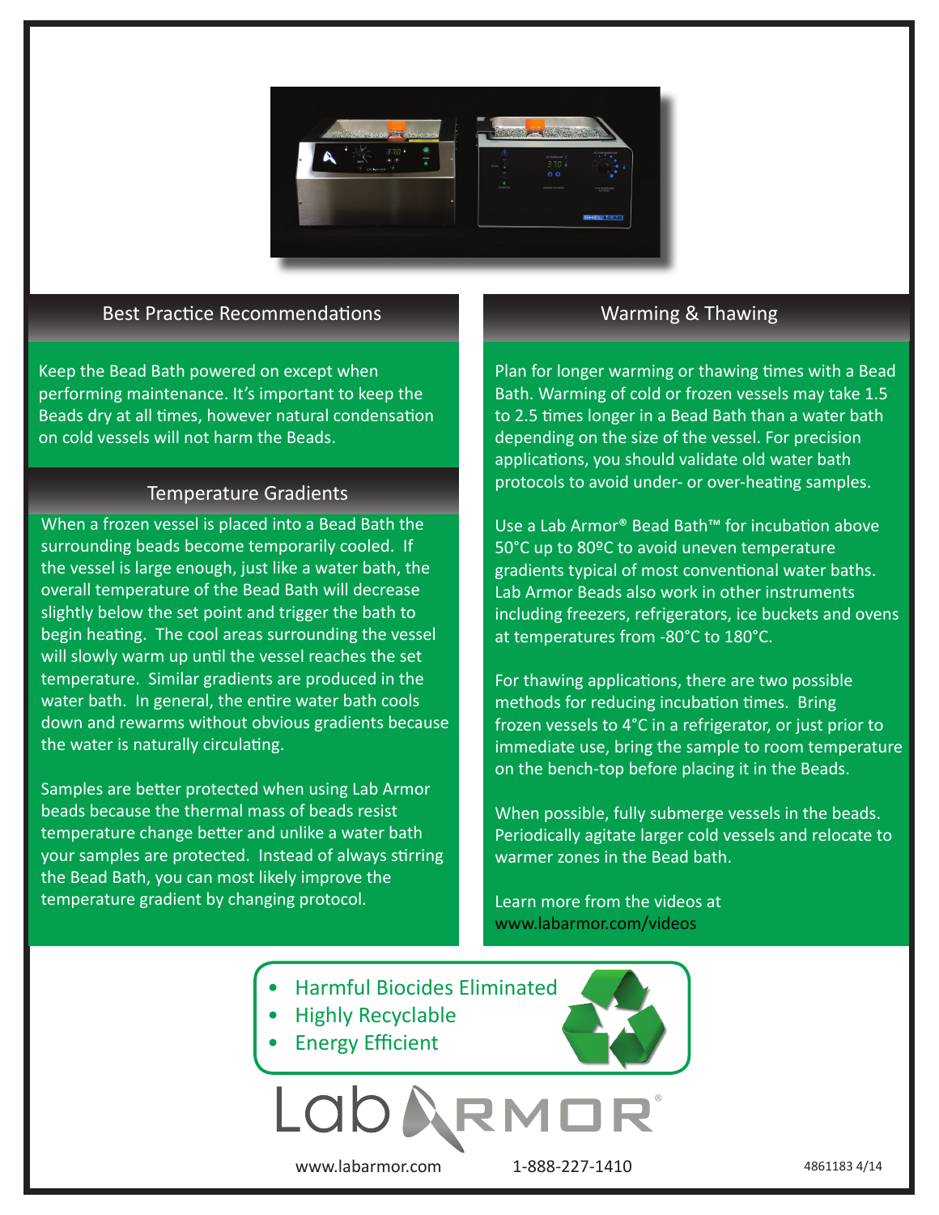## Best Practice Recommendations

Keep the Bead Bath powered on except when performing maintenance. It's important to keep the Beads dry at all times, however natural condensation on cold vessels will not harm the Beads.

## Temperature Gradients

When a frozen vessel is placed into a Bead Bath the surrounding beads become temporarily cooled. If the vessel is large enough, just like a water bath, the overall temperature of the Bead Bath will decrease slightly below the set point and trigger the bath to begin heating. The cool areas surrounding the vessel will slowly warm up until the vessel reaches the set temperature. Similar gradients are produced in the water bath. In general, the entire water bath cools down and rewarms without obvious gradients because the water is naturally circulating.

Samples are better protected when using Lab Armor beads because the thermal mass of beads resist temperature change better and unlike a water bath your samples are protected. Instead of always stirring the Bead Bath, you can most likely improve the temperature gradient by changing protocol.

## Warming & Thawing

Plan for longer warming or thawing times with a Bead Bath. Warming of cold or frozen vessels may take 1.5 to 2.5 times longer in a Bead Bath than a water bath depending on the size of the vessel. For precision applications, you should validate old water bath protocols to avoid under- or over-heating samples.

Use a Lab Armor® Bead Bath™ for incubation above 50°C up to 80ºC to avoid uneven temperature gradients typical of most conventional water baths. Lab Armor Beads also work in other instruments including freezers, refrigerators, ice buckets and ovens at temperatures from -80°C to 180°C.

For thawing applications, there are two possible methods for reducing incubation times. Bring frozen vessels to 4°C in a refrigerator, or just prior to immediate use, bring the sample to room temperature on the bench-top before placing it in the Beads.

When possible, fully submerge vessels in the beads. Periodically agitate larger cold vessels and relocate to warmer zones in the Bead bath.

Learn more from the videos at www.labarmor.com/videos

- Harmful Biocides Eliminated
- Highly Recyclable
- Energy Efficient

Lab Armor®

www.labarmor.com 1-888-227-1410

4861183 4/14